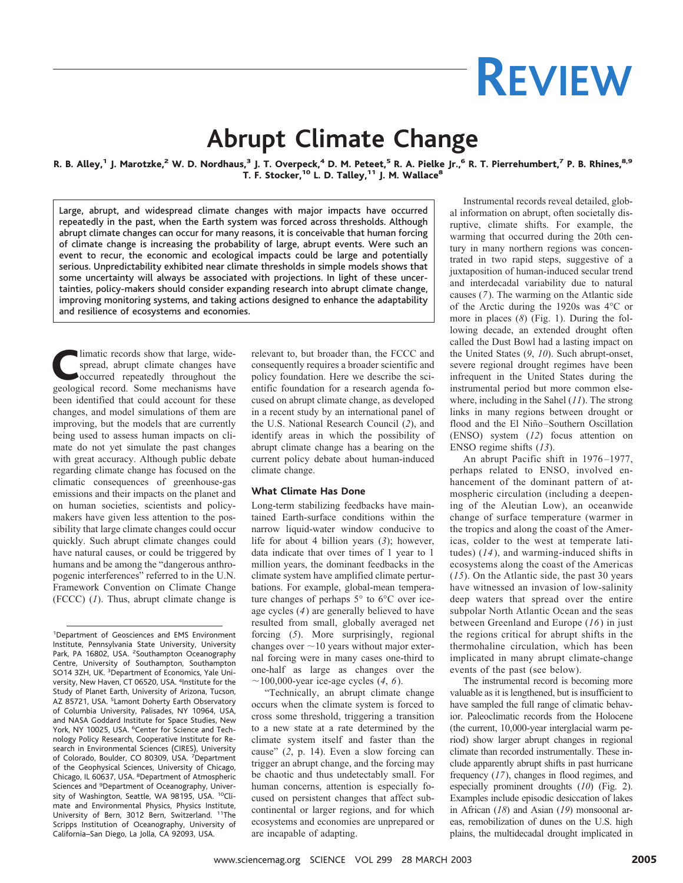# REVIEW

# Abrupt Climate Change

R. B. Alley,[1] J. Marotzke,[2] W. D. Nordhaus,[3] J. T. Overpeck,[4] D. M. Peteet,[5] R. A. Pielke Jr.,[6] R. T. Pierrehumbert,[7] P. B. Rhines,[8,9] T. F. Stocker,[10] L. D. Talley,[11] J. M. Wallace[8]

**Large, abrupt, and widespread climate changes with major impacts have occurred repeatedly in the past, when the Earth system was forced across thresholds. Although abrupt climate changes can occur for many reasons, it is conceivable that human forcing of climate change is increasing the probability of large, abrupt events. Were such an event to recur, the economic and ecological impacts could be large and potentially serious. Unpredictability exhibited near climate thresholds in simple models shows that some uncertainty will always be associated with projections. In light of these uncertainties, policy-makers should consider expanding research into abrupt climate change, improving monitoring systems, and taking actions designed to enhance the adaptability and resilience of ecosystems and economies.**

Climatic records show that large, widespread, abrupt climate changes have occurred repeatedly throughout the geological record. Some mechanisms have been identified that could account for these changes, and model simulations of them are improving, but the models that are currently being used to assess human impacts on climate do not yet simulate the past changes with great accuracy. Although public debate regarding climate change has focused on the climatic consequences of greenhouse-gas emissions and their impacts on the planet and on human societies, scientists and policymakers have given less attention to the possibility that large climate changes could occur quickly. Such abrupt climate changes could have natural causes, or could be triggered by humans and be among the "dangerous anthropogenic interferences" referred to in the U.N. Framework Convention on Climate Change (FCCC) (*1*). Thus, abrupt climate change is relevant to, but broader than, the FCCC and consequently requires a broader scientific and policy foundation. Here we describe the scientific foundation for a research agenda focused on abrupt climate change, as developed in a recent study by an international panel of the U.S. National Research Council (*2*), and identify areas in which the possibility of abrupt climate change has a bearing on the current policy debate about human-induced climate change.

[1]Department of Geosciences and EMS Environment Institute, Pennsylvania State University, University Park, PA 16802, USA. [2]Southampton Oceanography Centre, University of Southampton, Southampton SO14 3ZH, UK. [3]Department of Economics, Yale University, New Haven, CT 06520, USA. [4]Institute for the Study of Planet Earth, University of Arizona, Tucson, AZ 85721, USA. [5]Lamont Doherty Earth Observatory of Columbia University, Palisades, NY 10964, USA, and NASA Goddard Institute for Space Studies, New York, NY 10025, USA. [6]Center for Science and Technology Policy Research, Cooperative Institute for Research in Environmental Sciences (CIRES), University of Colorado, Boulder, CO 80309, USA. [7]Department of the Geophysical Sciences, University of Chicago, Chicago, IL 60637, USA. [8]Department of Atmospheric Sciences and [9]Department of Oceanography, University of Washington, Seattle, WA 98195, USA. [10]Climate and Environmental Physics, Physics Institute, University of Bern, 3012 Bern, Switzerland. [11]The Scripps Institution of Oceanography, University of California–San Diego, La Jolla, CA 92093, USA.

## What Climate Has Done

Long-term stabilizing feedbacks have maintained Earth-surface conditions within the narrow liquid-water window conducive to life for about 4 billion years (*3*); however, data indicate that over times of 1 year to 1 million years, the dominant feedbacks in the climate system have amplified climate perturbations. For example, global-mean temperature changes of perhaps 5° to 6°C over ice-age cycles (*4*) are generally believed to have resulted from small, globally averaged net forcing (*5*). More surprisingly, regional changes over ~10 years without major external forcing were in many cases one-third to one-half as large as changes over the ~100,000-year ice-age cycles (*4*, *6*).

"Technically, an abrupt climate change occurs when the climate system is forced to cross some threshold, triggering a transition to a new state at a rate determined by the climate system itself and faster than the cause" (*2*, p. 14). Even a slow forcing can trigger an abrupt change, and the forcing may be chaotic and thus undetectably small. For human concerns, attention is especially focused on persistent changes that affect subcontinental or larger regions, and for which ecosystems and economies are unprepared or are incapable of adapting.

Instrumental records reveal detailed, global information on abrupt, often societally disruptive, climate shifts. For example, the warming that occurred during the 20th century in many northern regions was concentrated in two rapid steps, suggestive of a juxtaposition of human-induced secular trend and interdecadal variability due to natural causes (*7*). The warming on the Atlantic side of the Arctic during the 1920s was 4°C or more in places (*8*) (Fig. 1). During the following decade, an extended drought often called the Dust Bowl had a lasting impact on the United States (*9*, *10*). Such abrupt-onset, severe regional drought regimes have been infrequent in the United States during the instrumental period but more common elsewhere, including in the Sahel (*11*). The strong links in many regions between drought or flood and the El Niño–Southern Oscillation (ENSO) system (*12*) focus attention on ENSO regime shifts (*13*).

An abrupt Pacific shift in 1976–1977, perhaps related to ENSO, involved enhancement of the dominant pattern of atmospheric circulation (including a deepening of the Aleutian Low), an oceanwide change of surface temperature (warmer in the tropics and along the coast of the Americas, colder to the west at temperate latitudes) (*14*), and warming-induced shifts in ecosystems along the coast of the Americas (*15*). On the Atlantic side, the past 30 years have witnessed an invasion of low-salinity deep waters that spread over the entire subpolar North Atlantic Ocean and the seas between Greenland and Europe (*16*) in just the regions critical for abrupt shifts in the thermohaline circulation, which has been implicated in many abrupt climate-change events of the past (see below).

The instrumental record is becoming more valuable as it is lengthened, but is insufficient to have sampled the full range of climatic behavior. Paleoclimatic records from the Holocene (the current, 10,000-year interglacial warm period) show larger abrupt changes in regional climate than recorded instrumentally. These include apparently abrupt shifts in past hurricane frequency (*17*), changes in flood regimes, and especially prominent droughts (*10*) (Fig. 2). Examples include episodic desiccation of lakes in African (*18*) and Asian (*19*) monsoonal areas, remobilization of dunes on the U.S. high plains, the multidecadal drought implicated in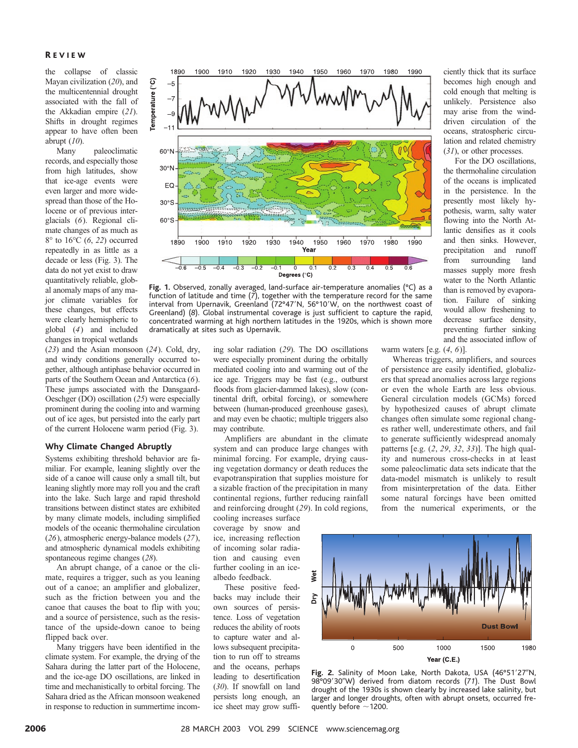the collapse of classic Mayan civilization (*20*), and the multicentennial drought associated with the fall of the Akkadian empire (*21*). Shifts in drought regimes appear to have often been abrupt (*10*).

Many paleoclimatic records, and especially those from high latitudes, show that ice-age events were even larger and more widespread than those of the Holocene or of previous interglacials (*6*). Regional climate changes of as much as 8° to 16°C (*6*, *22*) occurred repeatedly in as little as a decade or less (Fig. 3). The data do not yet exist to draw quantitatively reliable, global anomaly maps of any major climate variables for these changes, but effects were clearly hemispheric to global (*4*) and included changes in tropical wetlands (*23*) and the Asian monsoon (*24*). Cold, dry, and windy conditions generally occurred together, although antiphase behavior occurred in parts of the Southern Ocean and Antarctica (*6*). These jumps associated with the Dansgaard-Oeschger (DO) oscillation (*25*) were especially prominent during the cooling into and warming out of ice ages, but persisted into the early part of the current Holocene warm period (Fig. 3).

**Fig. 1.** Observed, zonally averaged, land-surface air-temperature anomalies (°C) as a function of latitude and time (*7*), together with the temperature record for the same interval from Upernavik, Greenland (72°47′N, 56°10′W, on the northwest coast of Greenland) (*8*). Global instrumental coverage is just sufficient to capture the rapid, concentrated warming at high northern latitudes in the 1920s, which is shown more dramatically at sites such as Upernavik.

## Why Climate Changed Abruptly

Systems exhibiting threshold behavior are familiar. For example, leaning slightly over the side of a canoe will cause only a small tilt, but leaning slightly more may roll you and the craft into the lake. Such large and rapid threshold transitions between distinct states are exhibited by many climate models, including simplified models of the oceanic thermohaline circulation (*26*), atmospheric energy-balance models (*27*), and atmospheric dynamical models exhibiting spontaneous regime changes (*28*).

An abrupt change, of a canoe or the climate, requires a trigger, such as you leaning out of a canoe; an amplifier and globalizer, such as the friction between you and the canoe that causes the boat to flip with you; and a source of persistence, such as the resistance of the upside-down canoe to being flipped back over.

Many triggers have been identified in the climate system. For example, the drying of the Sahara during the latter part of the Holocene, and the ice-age DO oscillations, are linked in time and mechanistically to orbital forcing. The Sahara dried as the African monsoon weakened in response to reduction in summertime incoming solar radiation (*29*). The DO oscillations were especially prominent during the orbitally mediated cooling into and warming out of the ice age. Triggers may be fast (e.g., outburst floods from glacier-dammed lakes), slow (continental drift, orbital forcing), or somewhere between (human-produced greenhouse gases), and may even be chaotic; multiple triggers also may contribute.

Amplifiers are abundant in the climate system and can produce large changes with minimal forcing. For example, drying causing vegetation dormancy or death reduces the evapotranspiration that supplies moisture for a sizable fraction of the precipitation in many continental regions, further reducing rainfall and reinforcing drought (*29*). In cold regions, cooling increases surface coverage by snow and ice, increasing reflection of incoming solar radiation and causing even further cooling in an ice-albedo feedback.

These positive feedbacks may include their own sources of persistence. Loss of vegetation reduces the ability of roots to capture water and allows subsequent precipitation to run off to streams and the oceans, perhaps leading to desertification (*30*). If snowfall on land persists long enough, an ice sheet may grow sufficiently thick that its surface becomes high enough and cold enough that melting is unlikely. Persistence also may arise from the wind-driven circulation of the oceans, stratospheric circulation and related chemistry (*31*), or other processes.

For the DO oscillations, the thermohaline circulation of the oceans is implicated in the persistence. In the presently most likely hypothesis, warm, salty water flowing into the North Atlantic densifies as it cools and then sinks. However, precipitation and runoff from surrounding land masses supply more fresh water to the North Atlantic than is removed by evaporation. Failure of sinking would allow freshening to decrease surface density, preventing further sinking and the associated inflow of warm waters [e.g. (*4*, *6*)].

Whereas triggers, amplifiers, and sources of persistence are easily identified, globalizers that spread anomalies across large regions or even the whole Earth are less obvious. General circulation models (GCMs) forced by hypothesized causes of abrupt climate changes often simulate some regional changes rather well, underestimate others, and fail to generate sufficiently widespread anomaly patterns [e.g. (*2*, *29*, *32*, *33*)]. The high quality and numerous cross-checks in at least some paleoclimatic data sets indicate that the data-model mismatch is unlikely to result from misinterpretation of the data. Either some natural forcings have been omitted from the numerical experiments, or the

**Fig. 2.** Salinity of Moon Lake, North Dakota, USA (46°51′27″N, 98°09′30″W) derived from diatom records (*71*). The Dust Bowl drought of the 1930s is shown clearly by increased lake salinity, but larger and longer droughts, often with abrupt onsets, occurred frequently before ~1200.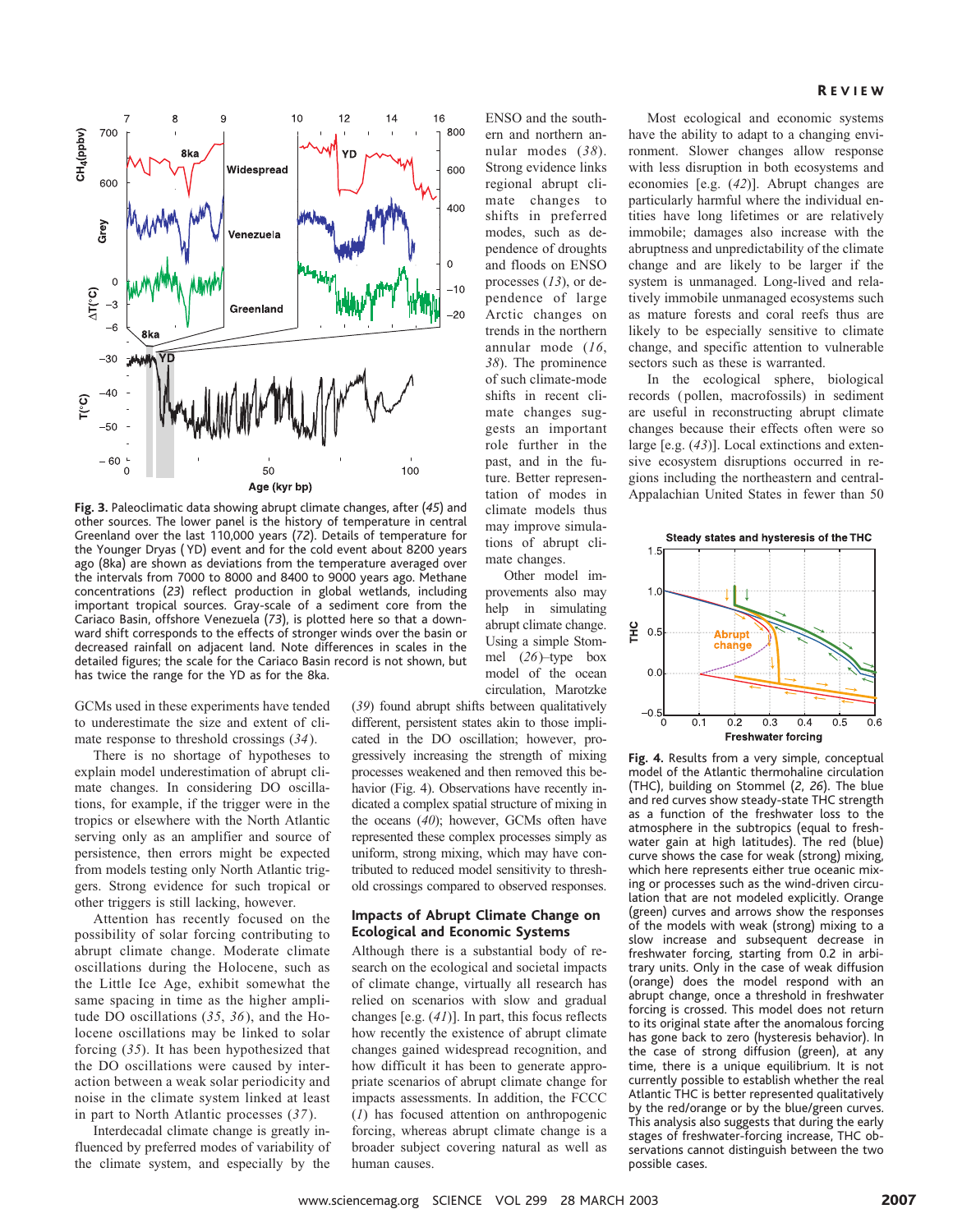7 8 9 10 12 14 16

$CH_4$(ppbv)

700

600

8ka

Widespread

YD

800

600

400

0

−10

−20

Grey

Venezuela

0

−3

−6

ΔT(°C)

Greenland

8ka

YD

−30

−40

−50

− 60

T(°C)

0 50 100

Age (kyr bp)

**Fig. 3.** Paleoclimatic data showing abrupt climate changes, after (*45*) and other sources. The lower panel is the history of temperature in central Greenland over the last 110,000 years (*72*). Details of temperature for the Younger Dryas (YD) event and for the cold event about 8200 years ago (8ka) are shown as deviations from the temperature averaged over the intervals from 7000 to 8000 and 8400 to 9000 years ago. Methane concentrations (*23*) reflect production in global wetlands, including important tropical sources. Gray-scale of a sediment core from the Cariaco Basin, offshore Venezuela (*73*), is plotted here so that a downward shift corresponds to the effects of stronger winds over the basin or decreased rainfall on adjacent land. Note differences in scales in the detailed figures; the scale for the Cariaco Basin record is not shown, but has twice the range for the YD as for the 8ka.

GCMs used in these experiments have tended to underestimate the size and extent of climate response to threshold crossings (*34*).

There is no shortage of hypotheses to explain model underestimation of abrupt climate changes. In considering DO oscillations, for example, if the trigger were in the tropics or elsewhere with the North Atlantic serving only as an amplifier and source of persistence, then errors might be expected from models testing only North Atlantic triggers. Strong evidence for such tropical or other triggers is still lacking, however.

Attention has recently focused on the possibility of solar forcing contributing to abrupt climate change. Moderate climate oscillations during the Holocene, such as the Little Ice Age, exhibit somewhat the same spacing in time as the higher amplitude DO oscillations (*35*, *36*), and the Holocene oscillations may be linked to solar forcing (*35*). It has been hypothesized that the DO oscillations were caused by interaction between a weak solar periodicity and noise in the climate system linked at least in part to North Atlantic processes (*37*).

Interdecadal climate change is greatly influenced by preferred modes of variability of the climate system, and especially by the ENSO and the southern and northern annular modes (*38*). Strong evidence links regional abrupt climate changes to shifts in preferred modes, such as dependence of droughts and floods on ENSO processes (*13*), or dependence of large Arctic changes on trends in the northern annular mode (*16*, *38*). The prominence of such climate-mode shifts in recent climate changes suggests an important role further in the past, and in the future. Better representation of modes in climate models thus may improve simulations of abrupt climate changes.

Other model improvements also may help in simulating abrupt climate change. Using a simple Stommel (*26*)–type box model of the ocean circulation, Marotzke (*39*) found abrupt shifts between qualitatively different, persistent states akin to those implicated in the DO oscillation; however, progressively increasing the strength of mixing processes weakened and then removed this behavior (Fig. 4). Observations have recently indicated a complex spatial structure of mixing in the oceans (*40*); however, GCMs often have represented these complex processes simply as uniform, strong mixing, which may have contributed to reduced model sensitivity to threshold crossings compared to observed responses.

## Impacts of Abrupt Climate Change on Ecological and Economic Systems

Although there is a substantial body of research on the ecological and societal impacts of climate change, virtually all research has relied on scenarios with slow and gradual changes [e.g. (*41*)]. In part, this focus reflects how recently the existence of abrupt climate changes gained widespread recognition, and how difficult it has been to generate appropriate scenarios of abrupt climate change for impacts assessments. In addition, the FCCC (*1*) has focused attention on anthropogenic forcing, whereas abrupt climate change is a broader subject covering natural as well as human causes.

Most ecological and economic systems have the ability to adapt to a changing environment. Slower changes allow response with less disruption in both ecosystems and economies [e.g. (*42*)]. Abrupt changes are particularly harmful where the individual entities have long lifetimes or are relatively immobile; damages also increase with the abruptness and unpredictability of the climate change and are likely to be larger if the system is unmanaged. Long-lived and relatively immobile unmanaged ecosystems such as mature forests and coral reefs thus are likely to be especially sensitive to climate change, and specific attention to vulnerable sectors such as these is warranted.

In the ecological sphere, biological records (pollen, macrofossils) in sediment are useful in reconstructing abrupt climate changes because their effects often were so large [e.g. (*43*)]. Local extinctions and extensive ecosystem disruptions occurred in regions including the northeastern and central-Appalachian United States in fewer than 50

Steady states and hysteresis of the THC

1.5

1.0

0.5

0.0

−0.5

THC

Abrupt change

0 0.1 0.2 0.3 0.4 0.5 0.6

Freshwater forcing

**Fig. 4.** Results from a very simple, conceptual model of the Atlantic thermohaline circulation (THC), building on Stommel (*2*, *26*). The blue and red curves show steady-state THC strength as a function of the freshwater loss to the atmosphere in the subtropics (equal to freshwater gain at high latitudes). The red (blue) curve shows the case for weak (strong) mixing, which here represents either true oceanic mixing or processes such as the wind-driven circulation that are not modeled explicitly. Orange (green) curves and arrows show the responses of the models with weak (strong) mixing to a slow increase and subsequent decrease in freshwater forcing, starting from 0.2 in arbitrary units. Only in the case of weak diffusion (orange) does the model respond with an abrupt change, once a threshold in freshwater forcing is crossed. This model does not return to its original state after the anomalous forcing has gone back to zero (hysteresis behavior). In the case of strong diffusion (green), at any time, there is a unique equilibrium. It is not currently possible to establish whether the real Atlantic THC is better represented qualitatively by the red/orange or by the blue/green curves. This analysis also suggests that during the early stages of freshwater-forcing increase, THC observations cannot distinguish between the two possible cases.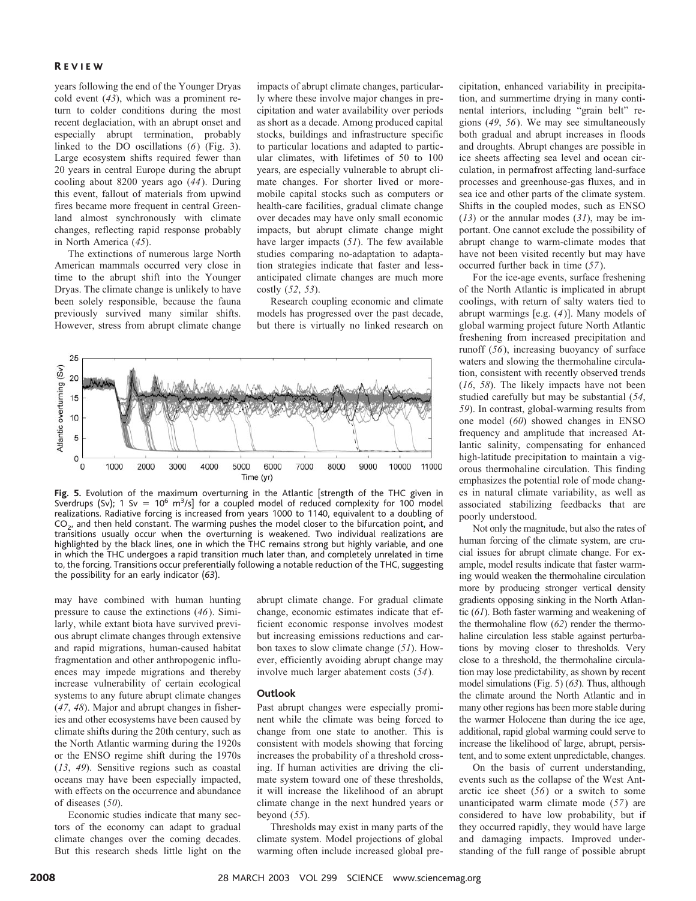years following the end of the Younger Dryas cold event (*43*), which was a prominent return to colder conditions during the most recent deglaciation, with an abrupt onset and especially abrupt termination, probably linked to the DO oscillations (*6*) (Fig. 3). Large ecosystem shifts required fewer than 20 years in central Europe during the abrupt cooling about 8200 years ago (*44*). During this event, fallout of materials from upwind fires became more frequent in central Greenland almost synchronously with climate changes, reflecting rapid response probably in North America (*45*).

The extinctions of numerous large North American mammals occurred very close in time to the abrupt shift into the Younger Dryas. The climate change is unlikely to have been solely responsible, because the fauna previously survived many similar shifts. However, stress from abrupt climate change may have combined with human hunting pressure to cause the extinctions (*46*). Similarly, while extant biota have survived previous abrupt climate changes through extensive and rapid migrations, human-caused habitat fragmentation and other anthropogenic influences may impede migrations and thereby increase vulnerability of certain ecological systems to any future abrupt climate changes (*47*, *48*). Major and abrupt changes in fisheries and other ecosystems have been caused by climate shifts during the 20th century, such as the North Atlantic warming during the 1920s or the ENSO regime shift during the 1970s (*13*, *49*). Sensitive regions such as coastal oceans may have been especially impacted, with effects on the occurrence and abundance of diseases (*50*).

Economic studies indicate that many sectors of the economy can adapt to gradual climate changes over the coming decades. But this research sheds little light on the impacts of abrupt climate changes, particularly where these involve major changes in precipitation and water availability over periods as short as a decade. Among long-lived capital stocks, buildings and infrastructure specific to particular locations and adapted to particular climates, with lifetimes of 50 to 100 years, are especially vulnerable to abrupt climate changes. For shorter lived or more-mobile capital stocks such as computers or health-care facilities, gradual climate change over decades may have only small economic impacts, but abrupt climate change might have larger impacts (*51*). The few available studies comparing no-adaptation to adaptation strategies indicate that faster and less-anticipated climate changes are much more costly (*52*, *53*).

Research coupling economic and climate models has progressed over the past decade, but there is virtually no linked research on abrupt climate change. For gradual climate change, economic estimates indicate that efficient economic response involves modest but increasing emissions reductions and carbon taxes to slow climate change (*51*). However, efficiently avoiding abrupt change may involve much larger abatement costs (*54*).

**Fig. 5.** Evolution of the maximum overturning in the Atlantic [strength of the THC given in Sverdrups (Sv); 1 Sv = $10^6$ m$^3$/s] for a coupled model of reduced complexity for 100 model realizations. Radiative forcing is increased from years 1000 to 1140, equivalent to a doubling of $CO_2$, and then held constant. The warming pushes the model closer to the bifurcation point, and transitions usually occur when the overturning is weakened. Two individual realizations are highlighted by the black lines, one in which the THC remains strong but highly variable, and one in which the THC undergoes a rapid transition much later than, and completely unrelated in time to, the forcing. Transitions occur preferentially following a notable reduction of the THC, suggesting the possibility for an early indicator (*63*).

## Outlook

Past abrupt changes were especially prominent while the climate was being forced to change from one state to another. This is consistent with models showing that forcing increases the probability of a threshold crossing. If human activities are driving the climate system toward one of these thresholds, it will increase the likelihood of an abrupt climate change in the next hundred years or beyond (*55*).

Thresholds may exist in many parts of the climate system. Model projections of global warming often include increased global precipitation, enhanced variability in precipitation, and summertime drying in many continental interiors, including "grain belt" regions (*49*, *56*). We may see simultaneously both gradual and abrupt increases in floods and droughts. Abrupt changes are possible in ice sheets affecting sea level and ocean circulation, in permafrost affecting land-surface processes and greenhouse-gas fluxes, and in sea ice and other parts of the climate system. Shifts in the coupled modes, such as ENSO (*13*) or the annular modes (*31*), may be important. One cannot exclude the possibility of abrupt change to warm-climate modes that have not been visited recently but may have occurred further back in time (*57*).

For the ice-age events, surface freshening of the North Atlantic is implicated in abrupt coolings, with return of salty waters tied to abrupt warmings [e.g. (*4*)]. Many models of global warming project future North Atlantic freshening from increased precipitation and runoff (*56*), increasing buoyancy of surface waters and slowing the thermohaline circulation, consistent with recently observed trends (*16*, *58*). The likely impacts have not been studied carefully but may be substantial (*54*, *59*). In contrast, global-warming results from one model (*60*) showed changes in ENSO frequency and amplitude that increased Atlantic salinity, compensating for enhanced high-latitude precipitation to maintain a vigorous thermohaline circulation. This finding emphasizes the potential role of mode changes in natural climate variability, as well as associated stabilizing feedbacks that are poorly understood.

Not only the magnitude, but also the rates of human forcing of the climate system, are crucial issues for abrupt climate change. For example, model results indicate that faster warming would weaken the thermohaline circulation more by producing stronger vertical density gradients opposing sinking in the North Atlantic (*61*). Both faster warming and weakening of the thermohaline flow (*62*) render the thermohaline circulation less stable against perturbations by moving closer to thresholds. Very close to a threshold, the thermohaline circulation may lose predictability, as shown by recent model simulations (Fig. 5) (*63*). Thus, although the climate around the North Atlantic and in many other regions has been more stable during the warmer Holocene than during the ice age, additional, rapid global warming could serve to increase the likelihood of large, abrupt, persistent, and to some extent unpredictable, changes.

On the basis of current understanding, events such as the collapse of the West Antarctic ice sheet (*56*) or a switch to some unanticipated warm climate mode (*57*) are considered to have low probability, but if they occurred rapidly, they would have large and damaging impacts. Improved understanding of the full range of possible abrupt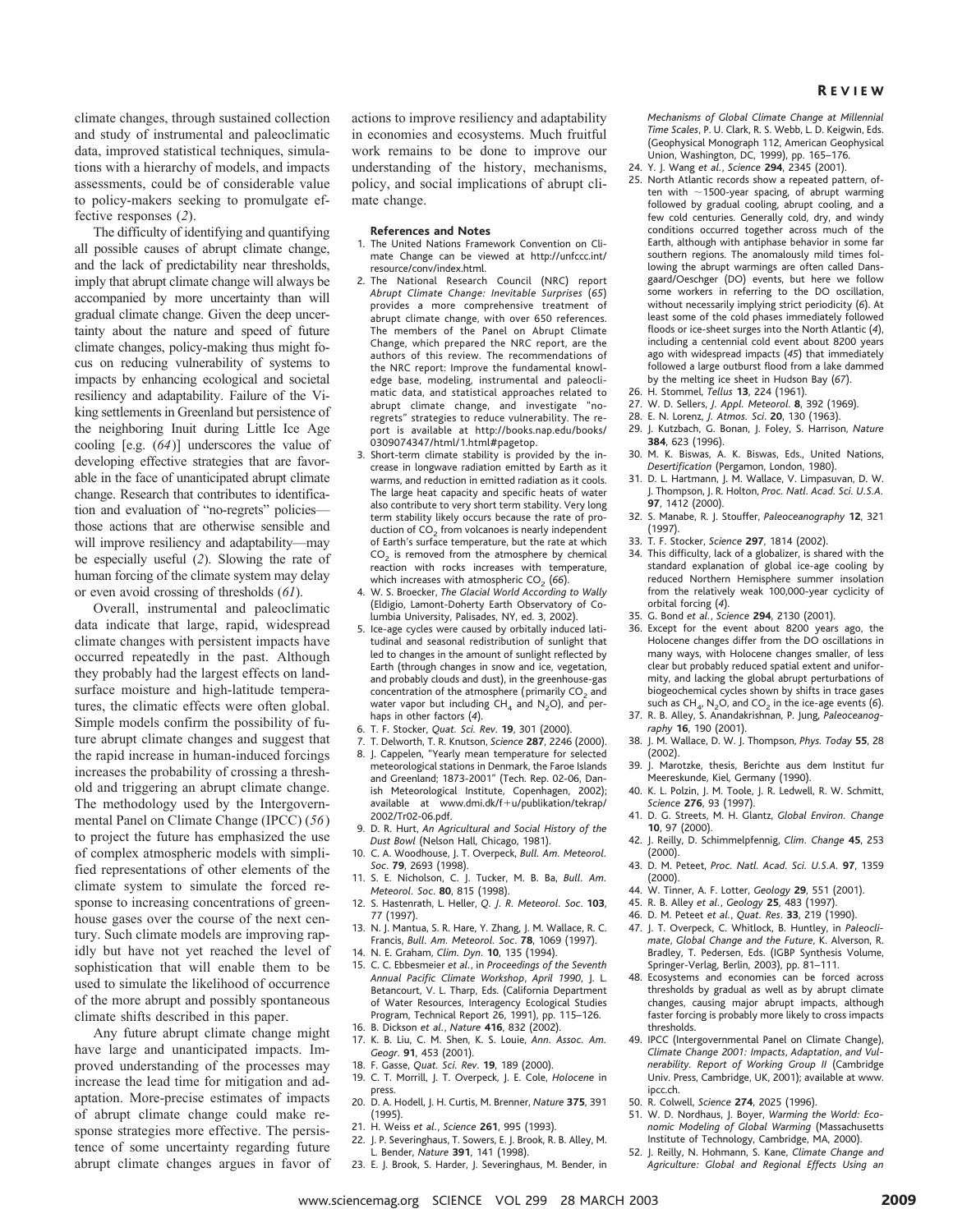climate changes, through sustained collection and study of instrumental and paleoclimatic data, improved statistical techniques, simulations with a hierarchy of models, and impacts assessments, could be of considerable value to policy-makers seeking to promulgate effective responses (*2*).

The difficulty of identifying and quantifying all possible causes of abrupt climate change, and the lack of predictability near thresholds, imply that abrupt climate change will always be accompanied by more uncertainty than will gradual climate change. Given the deep uncertainty about the nature and speed of future climate changes, policy-making thus might focus on reducing vulnerability of systems to impacts by enhancing ecological and societal resiliency and adaptability. Failure of the Viking settlements in Greenland but persistence of the neighboring Inuit during Little Ice Age cooling [e.g. (*64*)] underscores the value of developing effective strategies that are favorable in the face of unanticipated abrupt climate change. Research that contributes to identification and evaluation of "no-regrets" policies—those actions that are otherwise sensible and will improve resiliency and adaptability—may be especially useful (*2*). Slowing the rate of human forcing of the climate system may delay or even avoid crossing of thresholds (*61*).

Overall, instrumental and paleoclimatic data indicate that large, rapid, widespread climate changes with persistent impacts have occurred repeatedly in the past. Although they probably had the largest effects on land-surface moisture and high-latitude temperatures, the climatic effects were often global. Simple models confirm the possibility of future abrupt climate changes and suggest that the rapid increase in human-induced forcings increases the probability of crossing a threshold and triggering an abrupt climate change. The methodology used by the Intergovernmental Panel on Climate Change (IPCC) (*56*) to project the future has emphasized the use of complex atmospheric models with simplified representations of other elements of the climate system to simulate the forced response to increasing concentrations of greenhouse gases over the course of the next century. Such climate models are improving rapidly but have not yet reached the level of sophistication that will enable them to be used to simulate the likelihood of occurrence of the more abrupt and possibly spontaneous climate shifts described in this paper.

Any future abrupt climate change might have large and unanticipated impacts. Improved understanding of the processes may increase the lead time for mitigation and adaptation. More-precise estimates of impacts of abrupt climate change could make response strategies more effective. The persistence of some uncertainty regarding future abrupt climate changes argues in favor of actions to improve resiliency and adaptability in economies and ecosystems. Much fruitful work remains to be done to improve our understanding of the history, mechanisms, policy, and social implications of abrupt climate change.

### References and Notes

1. The United Nations Framework Convention on Climate Change can be viewed at http://unfccc.int/resource/conv/index.html.
2. The National Research Council (NRC) report *Abrupt Climate Change: Inevitable Surprises* (*65*) provides a more comprehensive treatment of abrupt climate change, with over 650 references. The members of the Panel on Abrupt Climate Change, which prepared the NRC report, are the authors of this review. The recommendations of the NRC report: Improve the fundamental knowledge base, modeling, instrumental and paleoclimatic data, and statistical approaches related to abrupt climate change, and investigate "no-regrets" strategies to reduce vulnerability. The report is available at http://books.nap.edu/books/0309074347/html/1.html#pagetop.
3. Short-term climate stability is provided by the increase in longwave radiation emitted by Earth as it warms, and reduction in emitted radiation as it cools. The large heat capacity and specific heats of water also contribute to very short term stability. Very long term stability likely occurs because the rate of production of $CO_2$ from volcanoes is nearly independent of Earth's surface temperature, but the rate at which $CO_2$ is removed from the atmosphere by chemical reaction with rocks increases with temperature, which increases with atmospheric $CO_2$ (*66*).
4. W. S. Broecker, *The Glacial World According to Wally* (Eldigio, Lamont-Doherty Earth Observatory of Columbia University, Palisades, NY, ed. 3, 2002).
5. Ice-age cycles were caused by orbitally induced latitudinal and seasonal redistribution of sunlight that led to changes in the amount of sunlight reflected by Earth (through changes in snow and ice, vegetation, and probably clouds and dust), in the greenhouse-gas concentration of the atmosphere (primarily $CO_2$ and water vapor but including $CH_4$ and $N_2O$), and perhaps in other factors (*4*).
6. T. F. Stocker, *Quat. Sci. Rev*. **19**, 301 (2000).
7. T. Delworth, T. R. Knutson, *Science* **287**, 2246 (2000).
8. J. Cappelen, "Yearly mean temperature for selected meteorological stations in Denmark, the Faroe Islands and Greenland; 1873–2001" (Tech. Rep. 02-06, Danish Meteorological Institute, Copenhagen, 2002); available at www.dmi.dk/f+u/publikation/tekrap/2002/Tr02-06.pdf.
9. D. R. Hurt, *An Agricultural and Social History of the Dust Bowl* (Nelson Hall, Chicago, 1981).
10. C. A. Woodhouse, J. T. Overpeck, *Bull. Am. Meteorol. Soc*. **79**, 2693 (1998).
11. S. E. Nicholson, C. J. Tucker, M. B. Ba, *Bull. Am. Meteorol. Soc*. **80**, 815 (1998).
12. S. Hastenrath, L. Heller, *Q. J. R. Meteorol. Soc*. **103**, 77 (1997).
13. N. J. Mantua, S. R. Hare, Y. Zhang, J. M. Wallace, R. C. Francis, *Bull. Am. Meteorol. Soc*. **78**, 1069 (1997).
14. N. E. Graham, *Clim. Dyn*. **10**, 135 (1994).
15. C. C. Ebbesmeier *et al*., in *Proceedings of the Seventh Annual Pacific Climate Workshop*, *April 1990*, J. L. Betancourt, V. L. Tharp, Eds. (California Department of Water Resources, Interagency Ecological Studies Program, Technical Report 26, 1991), pp. 115–126.
16. B. Dickson *et al*., *Nature* **416**, 832 (2002).
17. K. B. Liu, C. M. Shen, K. S. Louie, *Ann. Assoc. Am. Geogr*. **91**, 453 (2001).
18. F. Gasse, *Quat. Sci. Rev*. **19**, 189 (2000).
19. C. T. Morrill, J. T. Overpeck, J. E. Cole, *Holocene* in press.
20. D. A. Hodell, J. H. Curtis, M. Brenner, *Nature* **375**, 391 (1995).
21. H. Weiss *et al*., *Science* **261**, 995 (1993).
22. J. P. Severinghaus, T. Sowers, E. J. Brook, R. B. Alley, M. L. Bender, *Nature* **391**, 141 (1998).
23. E. J. Brook, S. Harder, J. Severinghaus, M. Bender, in *Mechanisms of Global Climate Change at Millennial Time Scales*, P. U. Clark, R. S. Webb, L. D. Keigwin, Eds. (Geophysical Monograph 112, American Geophysical Union, Washington, DC, 1999), pp. 165–176.
24. Y. J. Wang *et al*., *Science* **294**, 2345 (2001).
25. North Atlantic records show a repeated pattern, often with ~1500-year spacing, of abrupt warming followed by gradual cooling, abrupt cooling, and a few cold centuries. Generally cold, dry, and windy conditions occurred together across much of the Earth, although with antiphase behavior in some far southern regions. The anomalously mild times following the abrupt warmings are often called Dansgaard/Oeschger (DO) events, but here we follow some workers in referring to the DO oscillation, without necessarily implying strict periodicity (*6*). At least some of the cold phases immediately followed floods or ice-sheet surges into the North Atlantic (*4*), including a centennial cold event about 8200 years ago with widespread impacts (*45*) that immediately followed a large outburst flood from a lake dammed by the melting ice sheet in Hudson Bay (*67*).
26. H. Stommel, *Tellus* **13**, 224 (1961).
27. W. D. Sellers, *J. Appl. Meteorol*. **8**, 392 (1969).
28. E. N. Lorenz, *J. Atmos. Sci*. **20**, 130 (1963).
29. J. Kutzbach, G. Bonan, J. Foley, S. Harrison, *Nature* **384**, 623 (1996).
30. M. K. Biswas, A. K. Biswas, Eds., United Nations, *Desertification* (Pergamon, London, 1980).
31. D. L. Hartmann, J. M. Wallace, V. Limpasuvan, D. W. J. Thompson, J. R. Holton, *Proc. Natl. Acad. Sci. U.S.A*. **97**, 1412 (2000).
32. S. Manabe, R. J. Stouffer, *Paleoceanography* **12**, 321 (1997).
33. T. F. Stocker, *Science* **297**, 1814 (2002).
34. This difficulty, lack of a globalizer, is shared with the standard explanation of global ice-age cooling by reduced Northern Hemisphere summer insolation from the relatively weak 100,000-year cyclicity of orbital forcing (*4*).
35. G. Bond *et al*., *Science* **294**, 2130 (2001).
36. Except for the event about 8200 years ago, the Holocene changes differ from the DO oscillations in many ways, with Holocene changes smaller, of less clear but probably reduced spatial extent and uniformity, and lacking the global abrupt perturbations of biogeochemical cycles shown by shifts in trace gases such as $CH_4$, $N_2O$, and $CO_2$ in the ice-age events (*6*).
37. R. B. Alley, S. Anandakrishnan, P. Jung, *Paleoceanography* **16**, 190 (2001).
38. J. M. Wallace, D. W. J. Thompson, *Phys. Today* **55**, 28 (2002).
39. J. Marotzke, thesis, Berichte aus dem Institut fur Meereskunde, Kiel, Germany (1990).
40. K. L. Polzin, J. M. Toole, J. R. Ledwell, R. W. Schmitt, *Science* **276**, 93 (1997).
41. D. G. Streets, M. H. Glantz, *Global Environ. Change* **10**, 97 (2000).
42. J. Reilly, D. Schimmelpfennig, *Clim. Change* **45**, 253 (2000).
43. D. M. Peteet, *Proc. Natl. Acad. Sci. U.S.A*. **97**, 1359 (2000).
44. W. Tinner, A. F. Lotter, *Geology* **29**, 551 (2001).
45. R. B. Alley *et al*., *Geology* **25**, 483 (1997).
46. D. M. Peteet *et al*., *Quat. Res*. **33**, 219 (1990).
47. J. T. Overpeck, C. Whitlock, B. Huntley, in *Paleoclimate*, *Global Change and the Future*, K. Alverson, R. Bradley, T. Pedersen, Eds. (IGBP Synthesis Volume, Springer-Verlag, Berlin, 2003), pp. 81–111.
48. Ecosystems and economies can be forced across thresholds by gradual as well as by abrupt climate changes, causing major abrupt impacts, although faster forcing is probably more likely to cross impacts thresholds.
49. IPCC (Intergovernmental Panel on Climate Change), *Climate Change 2001: Impacts*, *Adaptation*, *and Vulnerability. Report of Working Group II* (Cambridge Univ. Press, Cambridge, UK, 2001); available at www.ipcc.ch.
50. R. Colwell, *Science* **274**, 2025 (1996).
51. W. D. Nordhaus, J. Boyer, *Warming the World: Economic Modeling of Global Warming* (Massachusetts Institute of Technology, Cambridge, MA, 2000).
52. J. Reilly, N. Hohmann, S. Kane, *Climate Change and Agriculture: Global and Regional Effects Using an*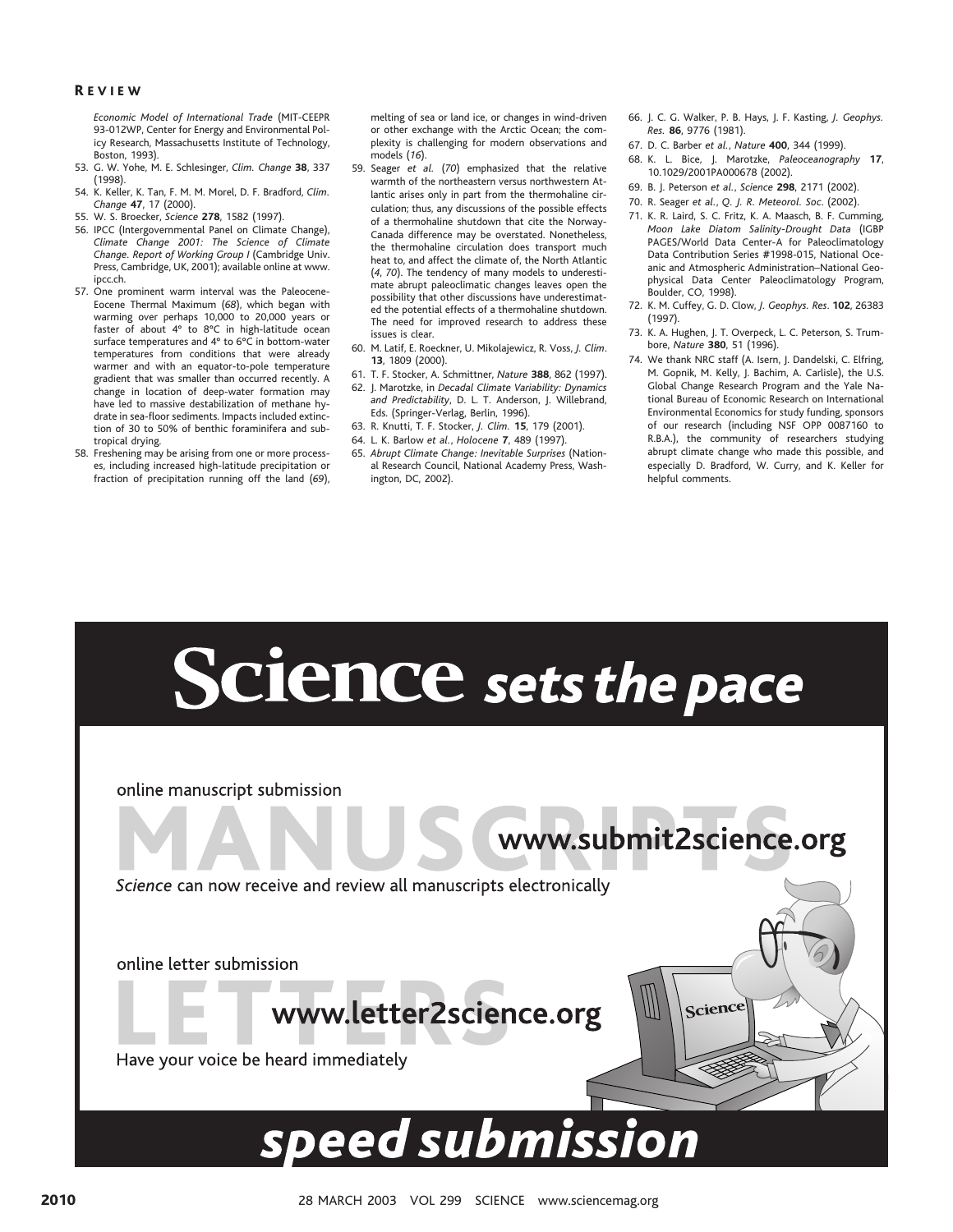*Economic Model of International Trade* (MIT-CEEPR 93-012WP, Center for Energy and Environmental Policy Research, Massachusetts Institute of Technology, Boston, 1993).

53. G. W. Yohe, M. E. Schlesinger, *Clim. Change* **38**, 337 (1998).
54. K. Keller, K. Tan, F. M. M. Morel, D. F. Bradford, *Clim. Change* **47**, 17 (2000).
55. W. S. Broecker, *Science* **278**, 1582 (1997).
56. IPCC (Intergovernmental Panel on Climate Change), *Climate Change 2001: The Science of Climate Change. Report of Working Group I* (Cambridge Univ. Press, Cambridge, UK, 2001); available online at www.ipcc.ch.
57. One prominent warm interval was the Paleocene-Eocene Thermal Maximum (*68*), which began with warming over perhaps 10,000 to 20,000 years or faster of about 4° to 8°C in high-latitude ocean surface temperatures and 4° to 6°C in bottom-water temperatures from conditions that were already warmer and with an equator-to-pole temperature gradient that was smaller than occurred recently. A change in location of deep-water formation may have led to massive destabilization of methane hydrate in sea-floor sediments. Impacts included extinction of 30 to 50% of benthic foraminifera and subtropical drying.
58. Freshening may be arising from one or more processes, including increased high-latitude precipitation or fraction of precipitation running off the land (*69*), melting of sea or land ice, or changes in wind-driven or other exchange with the Arctic Ocean; the complexity is challenging for modern observations and models (*16*).
59. Seager *et al.* (*70*) emphasized that the relative warmth of the northeastern versus northwestern Atlantic arises only in part from the thermohaline circulation; thus, any discussions of the possible effects of a thermohaline shutdown that cite the Norway-Canada difference may be overstated. Nonetheless, the thermohaline circulation does transport much heat to, and affect the climate of, the North Atlantic (*4*, *70*). The tendency of many models to underestimate abrupt paleoclimatic changes leaves open the possibility that other discussions have underestimated the potential effects of a thermohaline shutdown. The need for improved research to address these issues is clear.
60. M. Latif, E. Roeckner, U. Mikolajewicz, R. Voss, *J. Clim.* **13**, 1809 (2000).
61. T. F. Stocker, A. Schmittner, *Nature* **388**, 862 (1997).
62. J. Marotzke, in *Decadal Climate Variability: Dynamics and Predictability*, D. L. T. Anderson, J. Willebrand, Eds. (Springer-Verlag, Berlin, 1996).
63. R. Knutti, T. F. Stocker, *J. Clim.* **15**, 179 (2001).
64. L. K. Barlow *et al.*, *Holocene* **7**, 489 (1997).
65. *Abrupt Climate Change: Inevitable Surprises* (National Research Council, National Academy Press, Washington, DC, 2002).
66. J. C. G. Walker, P. B. Hays, J. F. Kasting, *J. Geophys. Res.* **86**, 9776 (1981).
67. D. C. Barber *et al.*, *Nature* **400**, 344 (1999).
68. K. L. Bice, J. Marotzke, *Paleoceanography* **17**, 10.1029/2001PA000678 (2002).
69. B. J. Peterson *et al.*, *Science* **298**, 2171 (2002).
70. R. Seager *et al.*, *Q. J. R. Meteorol. Soc.* (2002).
71. K. R. Laird, S. C. Fritz, K. A. Maasch, B. F. Cumming, *Moon Lake Diatom Salinity-Drought Data* (IGBP PAGES/World Data Center-A for Paleoclimatology Data Contribution Series #1998-015, National Oceanic and Atmospheric Administration–National Geophysical Data Center Paleoclimatology Program, Boulder, CO, 1998).
72. K. M. Cuffey, G. D. Clow, *J. Geophys. Res.* **102**, 26383 (1997).
73. K. A. Hughen, J. T. Overpeck, L. C. Peterson, S. Trumbore, *Nature* **380**, 51 (1996).
74. We thank NRC staff (A. Isern, J. Dandelski, C. Elfring, M. Gopnik, M. Kelly, J. Bachim, A. Carlisle), the U.S. Global Change Research Program and the Yale National Bureau of Economic Research on International Environmental Economics for study funding, sponsors of our research (including NSF OPP 0087160 to R.B.A.), the community of researchers studying abrupt climate change who made this possible, and especially D. Bradford, W. Curry, and K. Keller for helpful comments.

# Science *sets the pace*

online manuscript submission

MANUSCRIPTS **www.submit2science.org**

*Science* can now receive and review all manuscripts electronically

online letter submission

LETTERS **www.letter2science.org**

Have your voice be heard immediately

Science

## *speed submission*